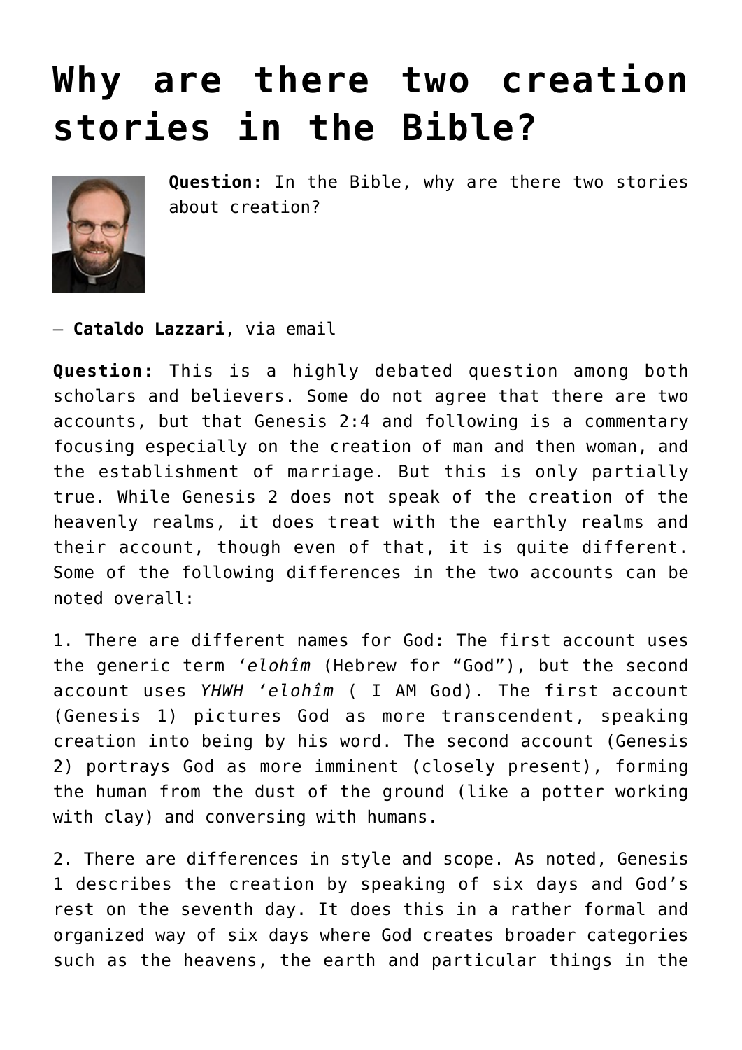# Why are there two creation stories in the Bible?

**Question:** In the Bible, why are there two stories about creation?

— **Cataldo Lazzari**, via email

**Question:** This is a highly debated question among both scholars and believers. Some do not agree that there are two accounts, but that Genesis 2:4 and following is a commentary focusing especially on the creation of man and then woman, and the establishment of marriage. But this is only partially true. While Genesis 2 does not speak of the creation of the heavenly realms, it does treat with the earthly realms and their account, though even of that, it is quite different. Some of the following differences in the two accounts can be noted overall:

1. There are different names for God: The first account uses the generic term *'elohîm* (Hebrew for "God"), but the second account uses *YHWH 'elohîm* ( I AM God). The first account (Genesis 1) pictures God as more transcendent, speaking creation into being by his word. The second account (Genesis 2) portrays God as more imminent (closely present), forming the human from the dust of the ground (like a potter working with clay) and conversing with humans.

2. There are differences in style and scope. As noted, Genesis 1 describes the creation by speaking of six days and God's rest on the seventh day. It does this in a rather formal and organized way of six days where God creates broader categories such as the heavens, the earth and particular things in the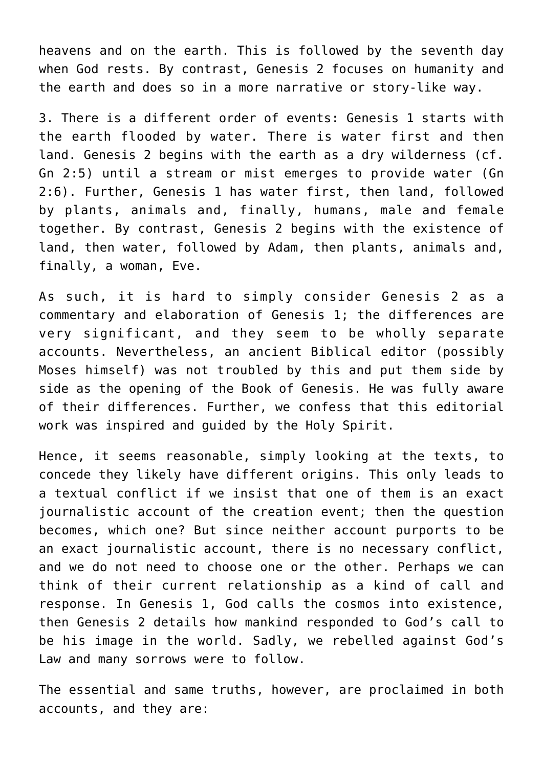heavens and on the earth. This is followed by the seventh day when God rests. By contrast, Genesis 2 focuses on humanity and the earth and does so in a more narrative or story-like way.

3. There is a different order of events: Genesis 1 starts with the earth flooded by water. There is water first and then land. Genesis 2 begins with the earth as a dry wilderness (cf. Gn 2:5) until a stream or mist emerges to provide water (Gn 2:6). Further, Genesis 1 has water first, then land, followed by plants, animals and, finally, humans, male and female together. By contrast, Genesis 2 begins with the existence of land, then water, followed by Adam, then plants, animals and, finally, a woman, Eve.

As such, it is hard to simply consider Genesis 2 as a commentary and elaboration of Genesis 1; the differences are very significant, and they seem to be wholly separate accounts. Nevertheless, an ancient Biblical editor (possibly Moses himself) was not troubled by this and put them side by side as the opening of the Book of Genesis. He was fully aware of their differences. Further, we confess that this editorial work was inspired and guided by the Holy Spirit.

Hence, it seems reasonable, simply looking at the texts, to concede they likely have different origins. This only leads to a textual conflict if we insist that one of them is an exact journalistic account of the creation event; then the question becomes, which one? But since neither account purports to be an exact journalistic account, there is no necessary conflict, and we do not need to choose one or the other. Perhaps we can think of their current relationship as a kind of call and response. In Genesis 1, God calls the cosmos into existence, then Genesis 2 details how mankind responded to God's call to be his image in the world. Sadly, we rebelled against God's Law and many sorrows were to follow.

The essential and same truths, however, are proclaimed in both accounts, and they are: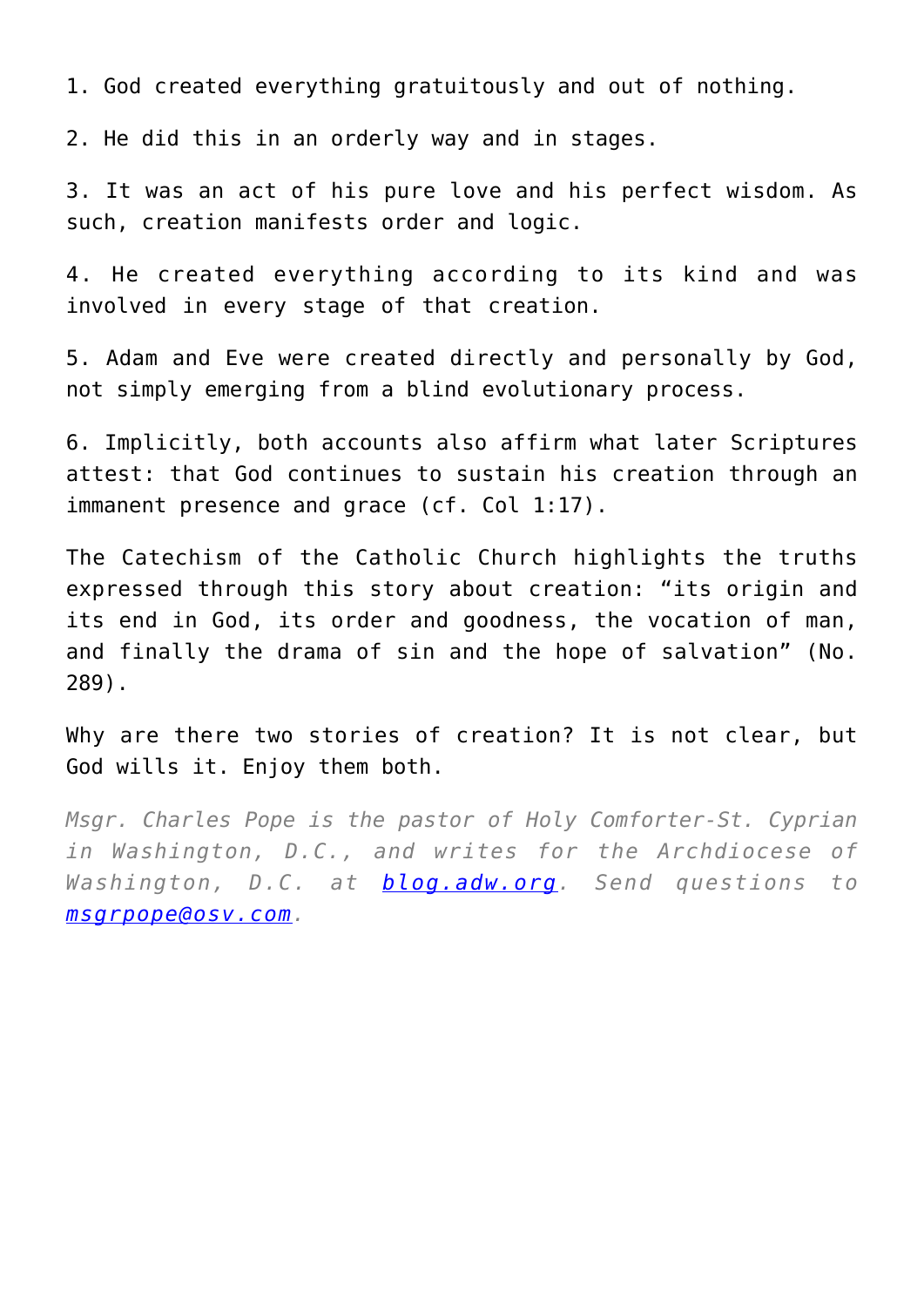1. God created everything gratuitously and out of nothing.

2. He did this in an orderly way and in stages.

3. It was an act of his pure love and his perfect wisdom. As such, creation manifests order and logic.

4. He created everything according to its kind and was involved in every stage of that creation.

5. Adam and Eve were created directly and personally by God, not simply emerging from a blind evolutionary process.

6. Implicitly, both accounts also affirm what later Scriptures attest: that God continues to sustain his creation through an immanent presence and grace (cf. Col 1:17).

The Catechism of the Catholic Church highlights the truths expressed through this story about creation: “its origin and its end in God, its order and goodness, the vocation of man, and finally the drama of sin and the hope of salvation” (No. 289).

Why are there two stories of creation? It is not clear, but God wills it. Enjoy them both.

*Msgr. Charles Pope is the pastor of Holy Comforter-St. Cyprian in Washington, D.C., and writes for the Archdiocese of Washington, D.C. at [blog.adw.org](blog.adw.org). Send questions to [msgrpope@osv.com](mailto:msgrpope@osv.com).*